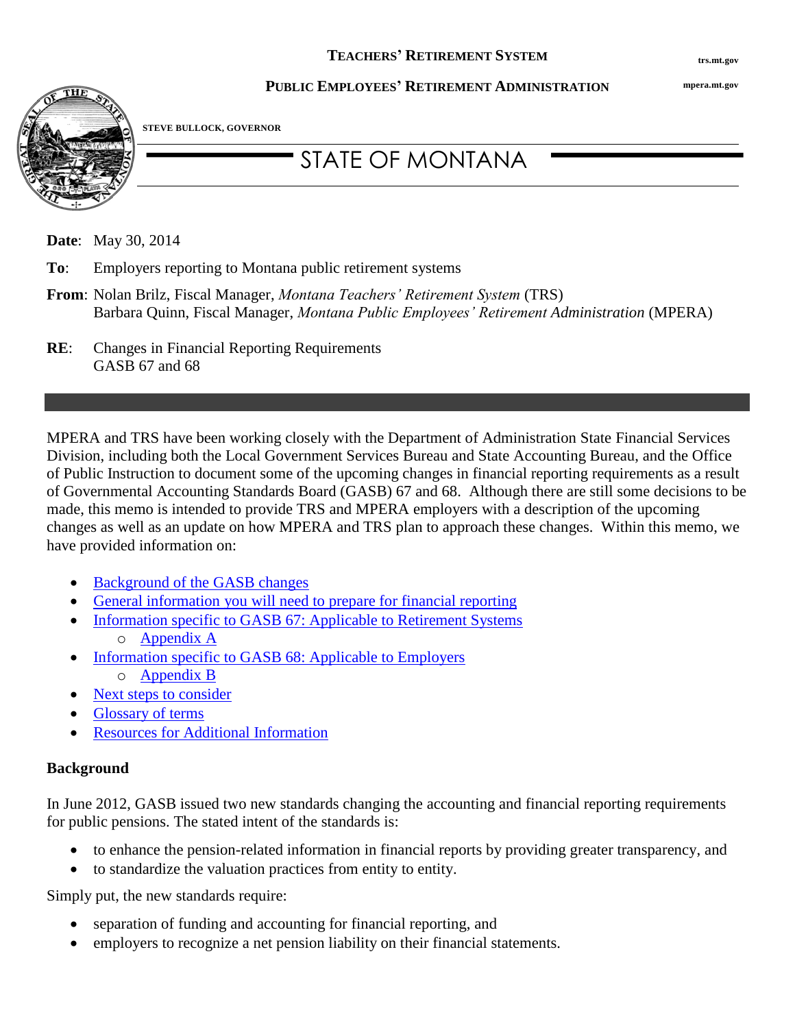**Teachers' Retirement System** trs.mt.gov

**Public Employees' Retirement Administration** mpera.mt.gov

STEVE BULLOCK, GOVERNOR

# STATE OF MONTANA

**Date**: May 30, 2014

**To**: Employers reporting to Montana public retirement systems

**From**: Nolan Brilz, Fiscal Manager, *Montana Teachers' Retirement System* (TRS)
Barbara Quinn, Fiscal Manager, *Montana Public Employees' Retirement Administration* (MPERA)

**RE**: Changes in Financial Reporting Requirements
GASB 67 and 68

---

MPERA and TRS have been working closely with the Department of Administration State Financial Services Division, including both the Local Government Services Bureau and State Accounting Bureau, and the Office of Public Instruction to document some of the upcoming changes in financial reporting requirements as a result of Governmental Accounting Standards Board (GASB) 67 and 68. Although there are still some decisions to be made, this memo is intended to provide TRS and MPERA employers with a description of the upcoming changes as well as an update on how MPERA and TRS plan to approach these changes. Within this memo, we have provided information on:

- Background of the GASB changes
- General information you will need to prepare for financial reporting
- Information specific to GASB 67: Applicable to Retirement Systems
  - Appendix A
- Information specific to GASB 68: Applicable to Employers
  - Appendix B
- Next steps to consider
- Glossary of terms
- Resources for Additional Information

## Background

In June 2012, GASB issued two new standards changing the accounting and financial reporting requirements for public pensions. The stated intent of the standards is:

- to enhance the pension-related information in financial reports by providing greater transparency, and
- to standardize the valuation practices from entity to entity.

Simply put, the new standards require:

- separation of funding and accounting for financial reporting, and
- employers to recognize a net pension liability on their financial statements.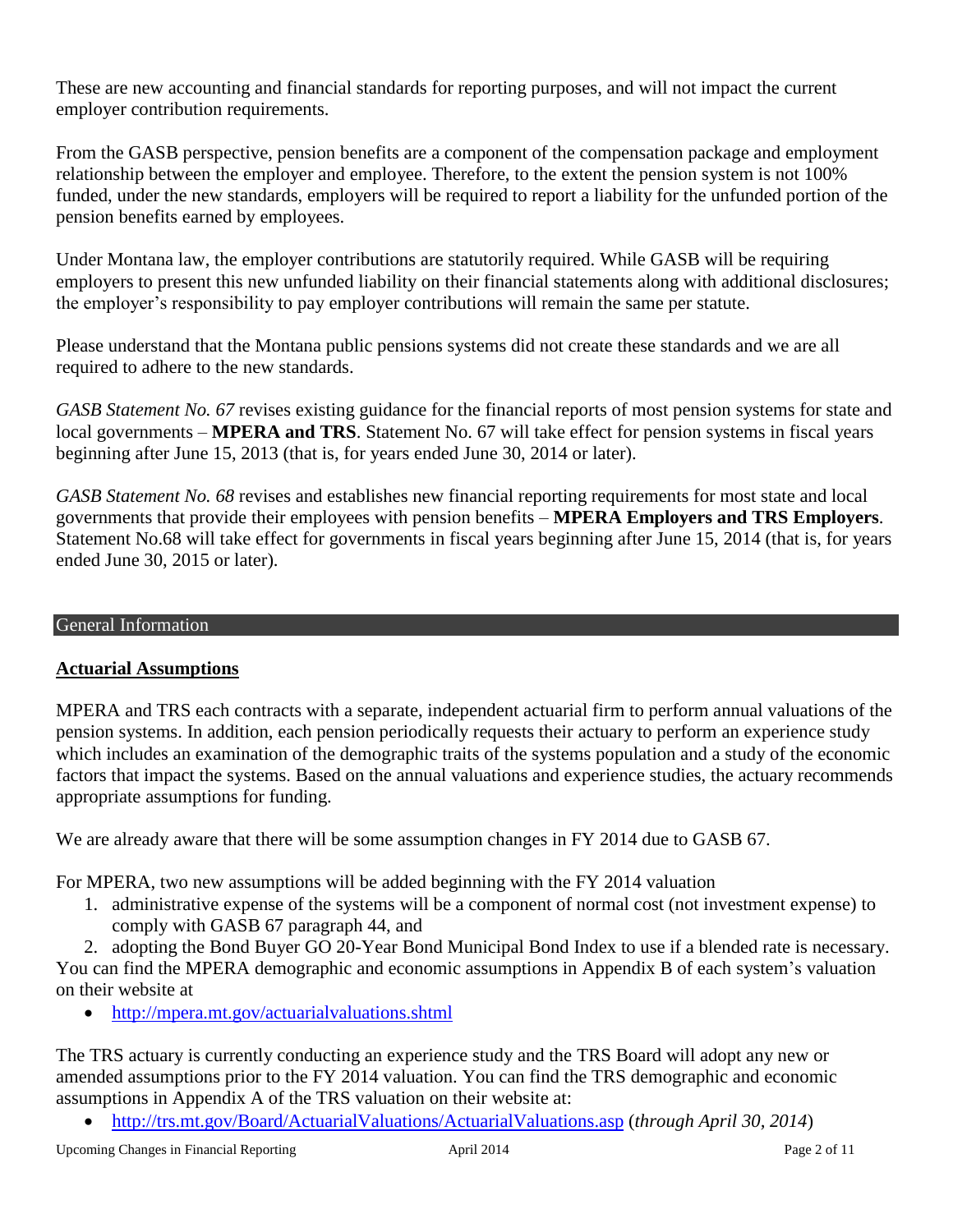These are new accounting and financial standards for reporting purposes, and will not impact the current employer contribution requirements.

From the GASB perspective, pension benefits are a component of the compensation package and employment relationship between the employer and employee. Therefore, to the extent the pension system is not 100% funded, under the new standards, employers will be required to report a liability for the unfunded portion of the pension benefits earned by employees.

Under Montana law, the employer contributions are statutorily required. While GASB will be requiring employers to present this new unfunded liability on their financial statements along with additional disclosures; the employer's responsibility to pay employer contributions will remain the same per statute.

Please understand that the Montana public pensions systems did not create these standards and we are all required to adhere to the new standards.

*GASB Statement No. 67* revises existing guidance for the financial reports of most pension systems for state and local governments – **MPERA and TRS**. Statement No. 67 will take effect for pension systems in fiscal years beginning after June 15, 2013 (that is, for years ended June 30, 2014 or later).

*GASB Statement No. 68* revises and establishes new financial reporting requirements for most state and local governments that provide their employees with pension benefits – **MPERA Employers and TRS Employers**. Statement No.68 will take effect for governments in fiscal years beginning after June 15, 2014 (that is, for years ended June 30, 2015 or later).

## General Information

### Actuarial Assumptions

MPERA and TRS each contracts with a separate, independent actuarial firm to perform annual valuations of the pension systems. In addition, each pension periodically requests their actuary to perform an experience study which includes an examination of the demographic traits of the systems population and a study of the economic factors that impact the systems. Based on the annual valuations and experience studies, the actuary recommends appropriate assumptions for funding.

We are already aware that there will be some assumption changes in FY 2014 due to GASB 67.

For MPERA, two new assumptions will be added beginning with the FY 2014 valuation

1. administrative expense of the systems will be a component of normal cost (not investment expense) to comply with GASB 67 paragraph 44, and
2. adopting the Bond Buyer GO 20-Year Bond Municipal Bond Index to use if a blended rate is necessary.

You can find the MPERA demographic and economic assumptions in Appendix B of each system's valuation on their website at

- http://mpera.mt.gov/actuarialvaluations.shtml

The TRS actuary is currently conducting an experience study and the TRS Board will adopt any new or amended assumptions prior to the FY 2014 valuation. You can find the TRS demographic and economic assumptions in Appendix A of the TRS valuation on their website at:

- http://trs.mt.gov/Board/ActuarialValuations/ActuarialValuations.asp (*through April 30, 2014*)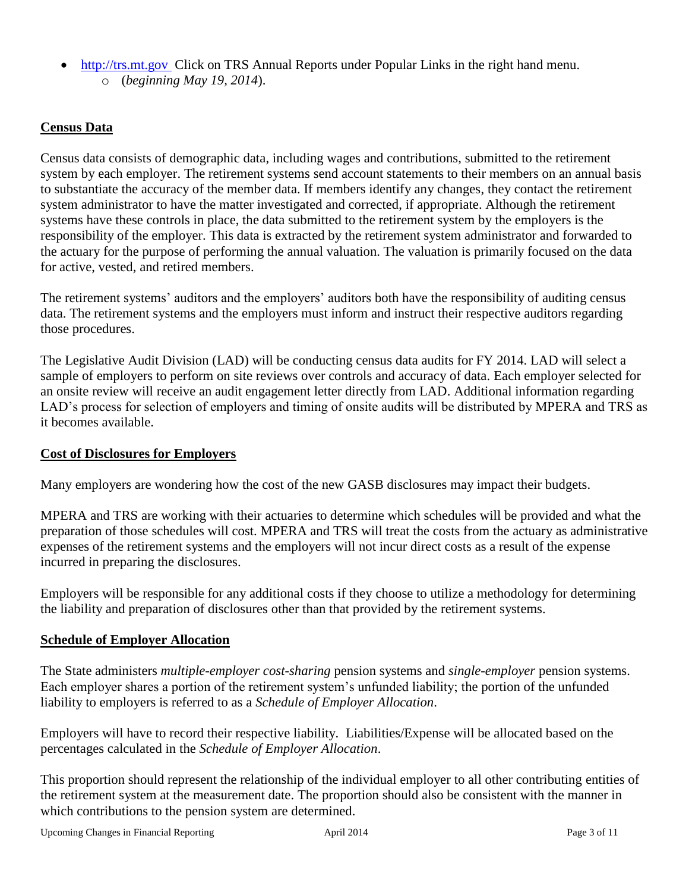- [http://trs.mt.gov](http://trs.mt.gov) Click on TRS Annual Reports under Popular Links in the right hand menu.
  - (*beginning May 19, 2014*).

## Census Data

Census data consists of demographic data, including wages and contributions, submitted to the retirement system by each employer. The retirement systems send account statements to their members on an annual basis to substantiate the accuracy of the member data. If members identify any changes, they contact the retirement system administrator to have the matter investigated and corrected, if appropriate. Although the retirement systems have these controls in place, the data submitted to the retirement system by the employers is the responsibility of the employer. This data is extracted by the retirement system administrator and forwarded to the actuary for the purpose of performing the annual valuation. The valuation is primarily focused on the data for active, vested, and retired members.

The retirement systems' auditors and the employers' auditors both have the responsibility of auditing census data. The retirement systems and the employers must inform and instruct their respective auditors regarding those procedures.

The Legislative Audit Division (LAD) will be conducting census data audits for FY 2014. LAD will select a sample of employers to perform on site reviews over controls and accuracy of data. Each employer selected for an onsite review will receive an audit engagement letter directly from LAD. Additional information regarding LAD's process for selection of employers and timing of onsite audits will be distributed by MPERA and TRS as it becomes available.

## Cost of Disclosures for Employers

Many employers are wondering how the cost of the new GASB disclosures may impact their budgets.

MPERA and TRS are working with their actuaries to determine which schedules will be provided and what the preparation of those schedules will cost. MPERA and TRS will treat the costs from the actuary as administrative expenses of the retirement systems and the employers will not incur direct costs as a result of the expense incurred in preparing the disclosures.

Employers will be responsible for any additional costs if they choose to utilize a methodology for determining the liability and preparation of disclosures other than that provided by the retirement systems.

## Schedule of Employer Allocation

The State administers *multiple-employer cost-sharing* pension systems and *single-employer* pension systems. Each employer shares a portion of the retirement system's unfunded liability; the portion of the unfunded liability to employers is referred to as a *Schedule of Employer Allocation*.

Employers will have to record their respective liability. Liabilities/Expense will be allocated based on the percentages calculated in the *Schedule of Employer Allocation*.

This proportion should represent the relationship of the individual employer to all other contributing entities of the retirement system at the measurement date. The proportion should also be consistent with the manner in which contributions to the pension system are determined.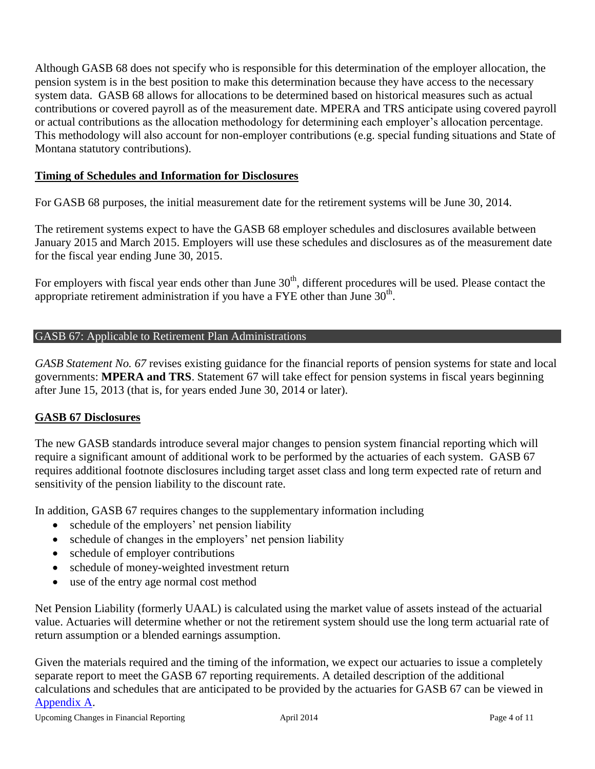Although GASB 68 does not specify who is responsible for this determination of the employer allocation, the pension system is in the best position to make this determination because they have access to the necessary system data. GASB 68 allows for allocations to be determined based on historical measures such as actual contributions or covered payroll as of the measurement date. MPERA and TRS anticipate using covered payroll or actual contributions as the allocation methodology for determining each employer's allocation percentage. This methodology will also account for non-employer contributions (e.g. special funding situations and State of Montana statutory contributions).

### Timing of Schedules and Information for Disclosures

For GASB 68 purposes, the initial measurement date for the retirement systems will be June 30, 2014.

The retirement systems expect to have the GASB 68 employer schedules and disclosures available between January 2015 and March 2015. Employers will use these schedules and disclosures as of the measurement date for the fiscal year ending June 30, 2015.

For employers with fiscal year ends other than June 30th, different procedures will be used. Please contact the appropriate retirement administration if you have a FYE other than June 30th.

## GASB 67: Applicable to Retirement Plan Administrations

*GASB Statement No. 67* revises existing guidance for the financial reports of pension systems for state and local governments: **MPERA and TRS**. Statement 67 will take effect for pension systems in fiscal years beginning after June 15, 2013 (that is, for years ended June 30, 2014 or later).

### GASB 67 Disclosures

The new GASB standards introduce several major changes to pension system financial reporting which will require a significant amount of additional work to be performed by the actuaries of each system. GASB 67 requires additional footnote disclosures including target asset class and long term expected rate of return and sensitivity of the pension liability to the discount rate.

In addition, GASB 67 requires changes to the supplementary information including

- schedule of the employers' net pension liability
- schedule of changes in the employers' net pension liability
- schedule of employer contributions
- schedule of money-weighted investment return
- use of the entry age normal cost method

Net Pension Liability (formerly UAAL) is calculated using the market value of assets instead of the actuarial value. Actuaries will determine whether or not the retirement system should use the long term actuarial rate of return assumption or a blended earnings assumption.

Given the materials required and the timing of the information, we expect our actuaries to issue a completely separate report to meet the GASB 67 reporting requirements. A detailed description of the additional calculations and schedules that are anticipated to be provided by the actuaries for GASB 67 can be viewed in Appendix A.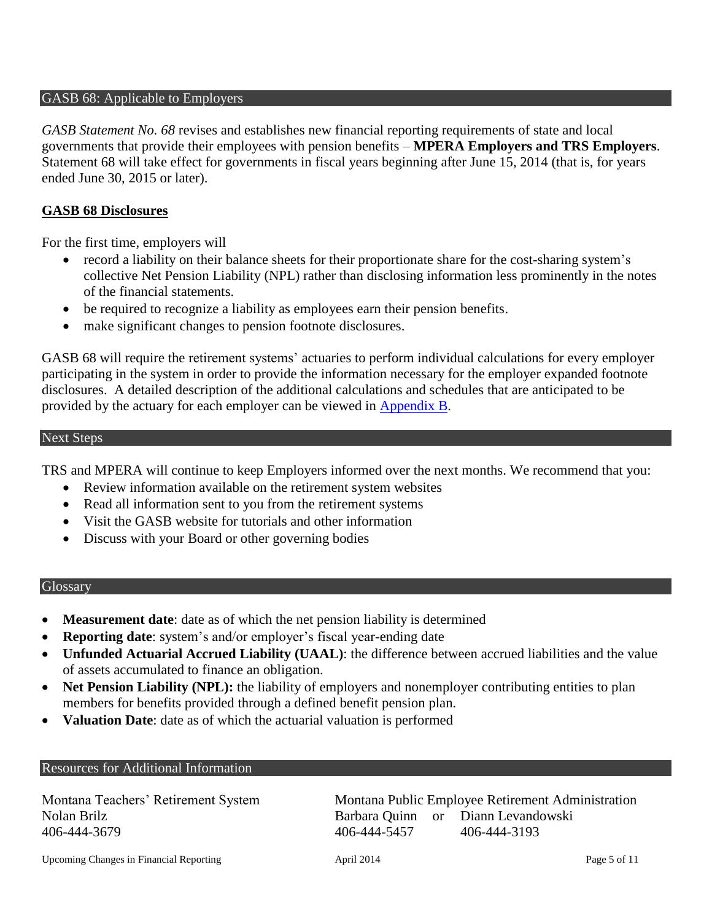## GASB 68: Applicable to Employers

*GASB Statement No. 68* revises and establishes new financial reporting requirements of state and local governments that provide their employees with pension benefits – **MPERA Employers and TRS Employers**. Statement 68 will take effect for governments in fiscal years beginning after June 15, 2014 (that is, for years ended June 30, 2015 or later).

### GASB 68 Disclosures

For the first time, employers will

- record a liability on their balance sheets for their proportionate share for the cost-sharing system's collective Net Pension Liability (NPL) rather than disclosing information less prominently in the notes of the financial statements.
- be required to recognize a liability as employees earn their pension benefits.
- make significant changes to pension footnote disclosures.

GASB 68 will require the retirement systems' actuaries to perform individual calculations for every employer participating in the system in order to provide the information necessary for the employer expanded footnote disclosures. A detailed description of the additional calculations and schedules that are anticipated to be provided by the actuary for each employer can be viewed in Appendix B.

## Next Steps

TRS and MPERA will continue to keep Employers informed over the next months. We recommend that you:

- Review information available on the retirement system websites
- Read all information sent to you from the retirement systems
- Visit the GASB website for tutorials and other information
- Discuss with your Board or other governing bodies

## Glossary

- **Measurement date**: date as of which the net pension liability is determined
- **Reporting date**: system's and/or employer's fiscal year-ending date
- **Unfunded Actuarial Accrued Liability (UAAL)**: the difference between accrued liabilities and the value of assets accumulated to finance an obligation.
- **Net Pension Liability (NPL):** the liability of employers and nonemployer contributing entities to plan members for benefits provided through a defined benefit pension plan.
- **Valuation Date**: date as of which the actuarial valuation is performed

## Resources for Additional Information

Montana Teachers' Retirement System
Nolan Brilz
406-444-3679

Montana Public Employee Retirement Administration
Barbara Quinn or Diann Levandowski
406-444-5457 406-444-3193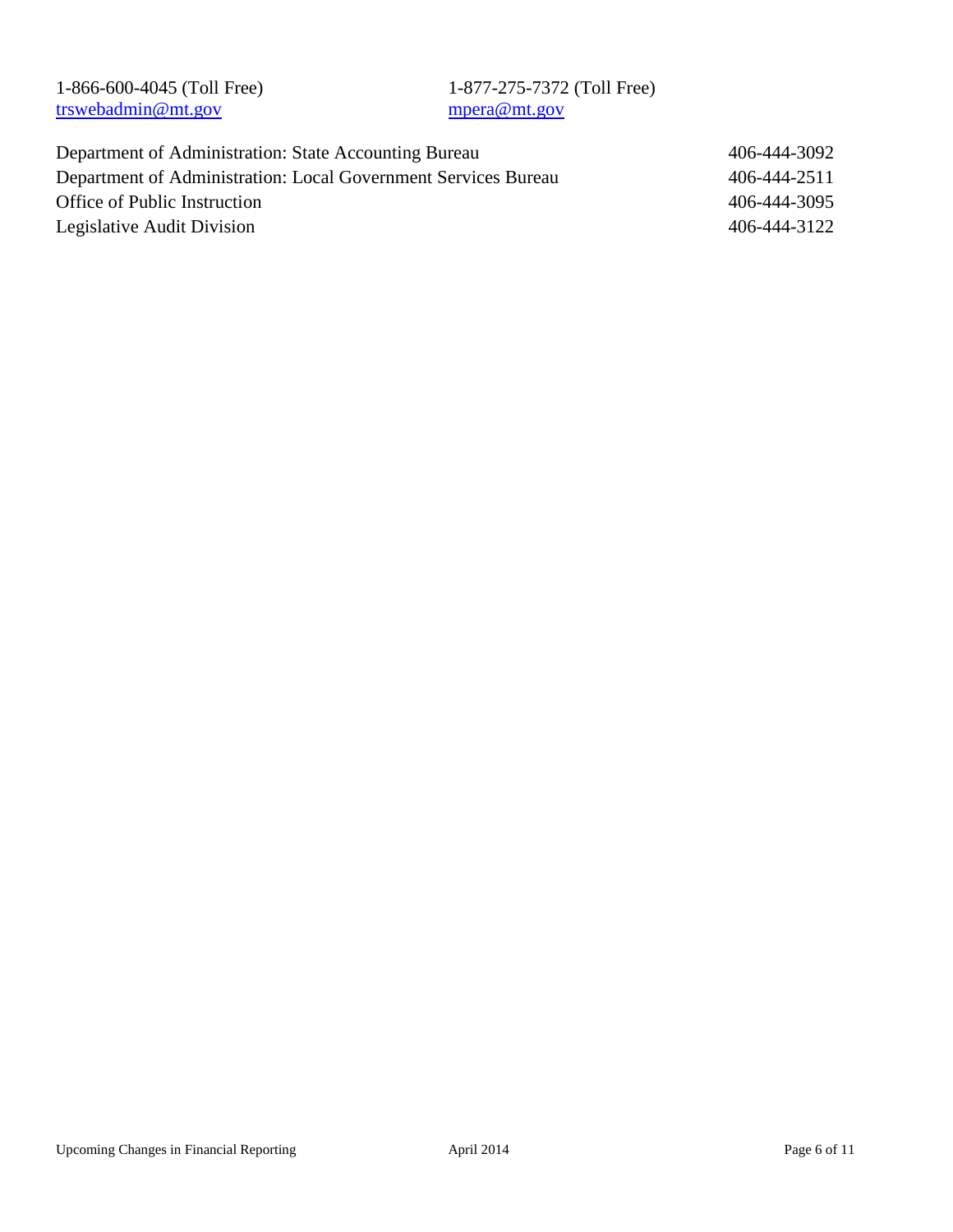1-866-600-4045 (Toll Free)
trswebadmin@mt.gov

1-877-275-7372 (Toll Free)
mpera@mt.gov

| | |
|---|---|
| Department of Administration: State Accounting Bureau | 406-444-3092 |
| Department of Administration: Local Government Services Bureau | 406-444-2511 |
| Office of Public Instruction | 406-444-3095 |
| Legislative Audit Division | 406-444-3122 |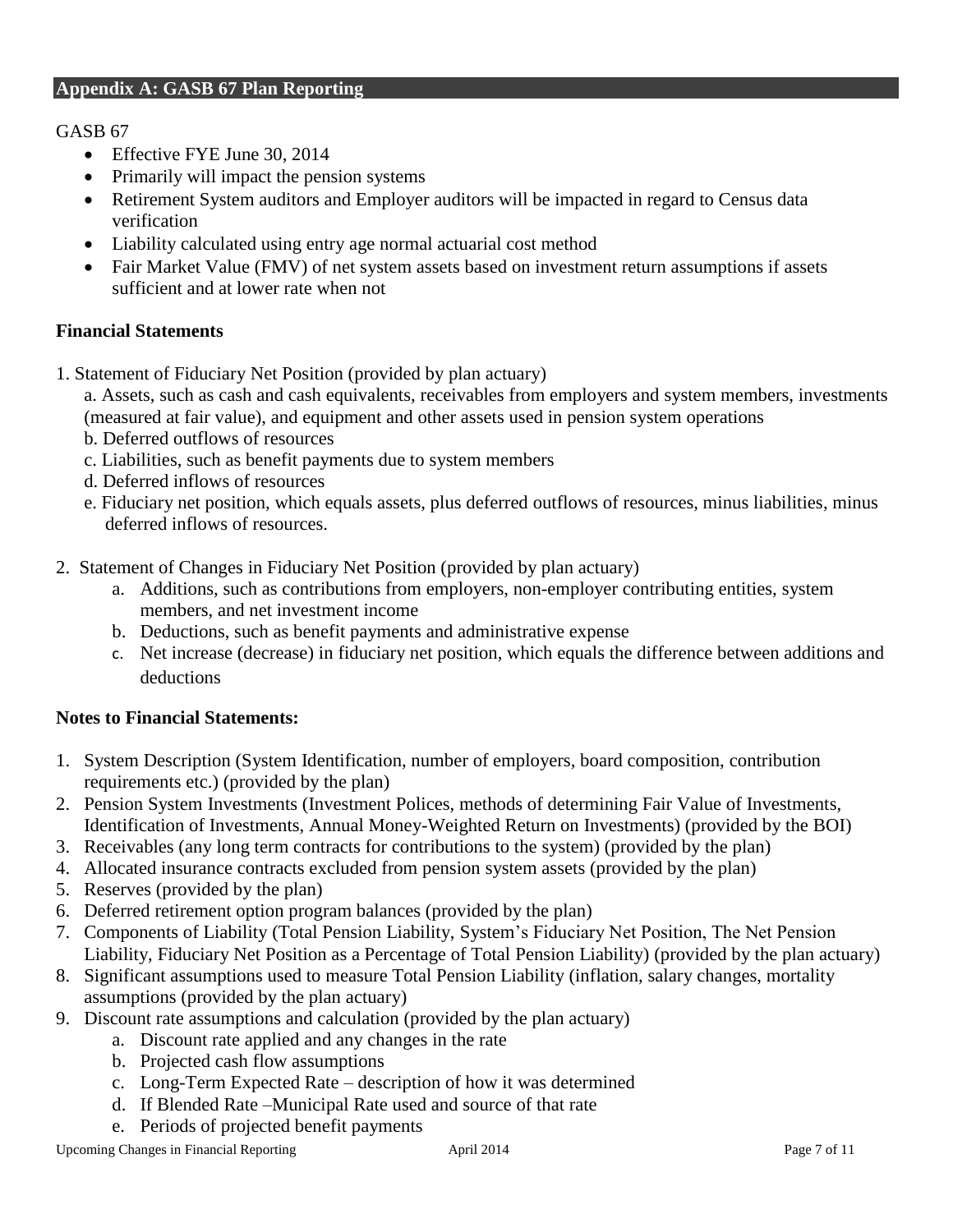## Appendix A: GASB 67 Plan Reporting

GASB 67

- Effective FYE June 30, 2014
- Primarily will impact the pension systems
- Retirement System auditors and Employer auditors will be impacted in regard to Census data verification
- Liability calculated using entry age normal actuarial cost method
- Fair Market Value (FMV) of net system assets based on investment return assumptions if assets sufficient and at lower rate when not

### Financial Statements

1. Statement of Fiduciary Net Position (provided by plan actuary)
   a. Assets, such as cash and cash equivalents, receivables from employers and system members, investments (measured at fair value), and equipment and other assets used in pension system operations
   b. Deferred outflows of resources
   c. Liabilities, such as benefit payments due to system members
   d. Deferred inflows of resources
   e. Fiduciary net position, which equals assets, plus deferred outflows of resources, minus liabilities, minus deferred inflows of resources.

2. Statement of Changes in Fiduciary Net Position (provided by plan actuary)
   a. Additions, such as contributions from employers, non-employer contributing entities, system members, and net investment income
   b. Deductions, such as benefit payments and administrative expense
   c. Net increase (decrease) in fiduciary net position, which equals the difference between additions and deductions

### Notes to Financial Statements:

1. System Description (System Identification, number of employers, board composition, contribution requirements etc.) (provided by the plan)
2. Pension System Investments (Investment Polices, methods of determining Fair Value of Investments, Identification of Investments, Annual Money-Weighted Return on Investments) (provided by the BOI)
3. Receivables (any long term contracts for contributions to the system) (provided by the plan)
4. Allocated insurance contracts excluded from pension system assets (provided by the plan)
5. Reserves (provided by the plan)
6. Deferred retirement option program balances (provided by the plan)
7. Components of Liability (Total Pension Liability, System's Fiduciary Net Position, The Net Pension Liability, Fiduciary Net Position as a Percentage of Total Pension Liability) (provided by the plan actuary)
8. Significant assumptions used to measure Total Pension Liability (inflation, salary changes, mortality assumptions (provided by the plan actuary)
9. Discount rate assumptions and calculation (provided by the plan actuary)
   a. Discount rate applied and any changes in the rate
   b. Projected cash flow assumptions
   c. Long-Term Expected Rate – description of how it was determined
   d. If Blended Rate –Municipal Rate used and source of that rate
   e. Periods of projected benefit payments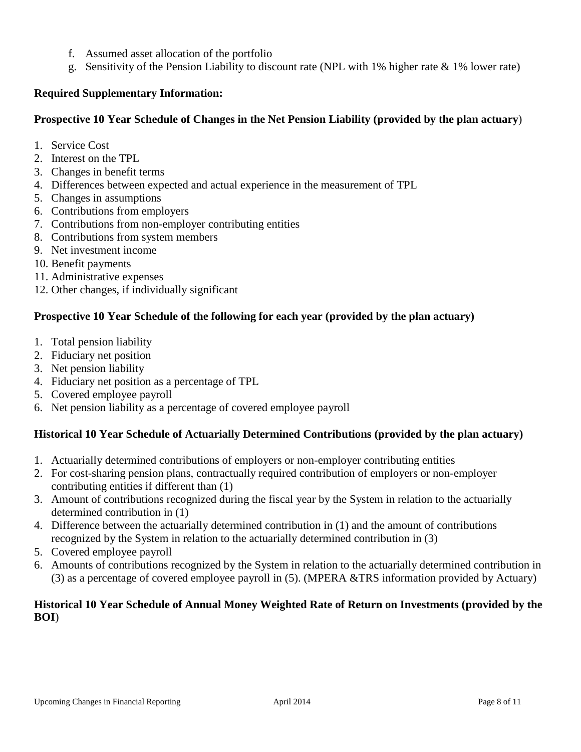f. Assumed asset allocation of the portfolio
g. Sensitivity of the Pension Liability to discount rate (NPL with 1% higher rate & 1% lower rate)

**Required Supplementary Information:**

**Prospective 10 Year Schedule of Changes in the Net Pension Liability (provided by the plan actuary**)

1. Service Cost
2. Interest on the TPL
3. Changes in benefit terms
4. Differences between expected and actual experience in the measurement of TPL
5. Changes in assumptions
6. Contributions from employers
7. Contributions from non-employer contributing entities
8. Contributions from system members
9. Net investment income
10. Benefit payments
11. Administrative expenses
12. Other changes, if individually significant

**Prospective 10 Year Schedule of the following for each year (provided by the plan actuary)**

1. Total pension liability
2. Fiduciary net position
3. Net pension liability
4. Fiduciary net position as a percentage of TPL
5. Covered employee payroll
6. Net pension liability as a percentage of covered employee payroll

**Historical 10 Year Schedule of Actuarially Determined Contributions (provided by the plan actuary)**

1. Actuarially determined contributions of employers or non-employer contributing entities
2. For cost-sharing pension plans, contractually required contribution of employers or non-employer contributing entities if different than (1)
3. Amount of contributions recognized during the fiscal year by the System in relation to the actuarially determined contribution in (1)
4. Difference between the actuarially determined contribution in (1) and the amount of contributions recognized by the System in relation to the actuarially determined contribution in (3)
5. Covered employee payroll
6. Amounts of contributions recognized by the System in relation to the actuarially determined contribution in (3) as a percentage of covered employee payroll in (5). (MPERA &TRS information provided by Actuary)

**Historical 10 Year Schedule of Annual Money Weighted Rate of Return on Investments (provided by the BOI**)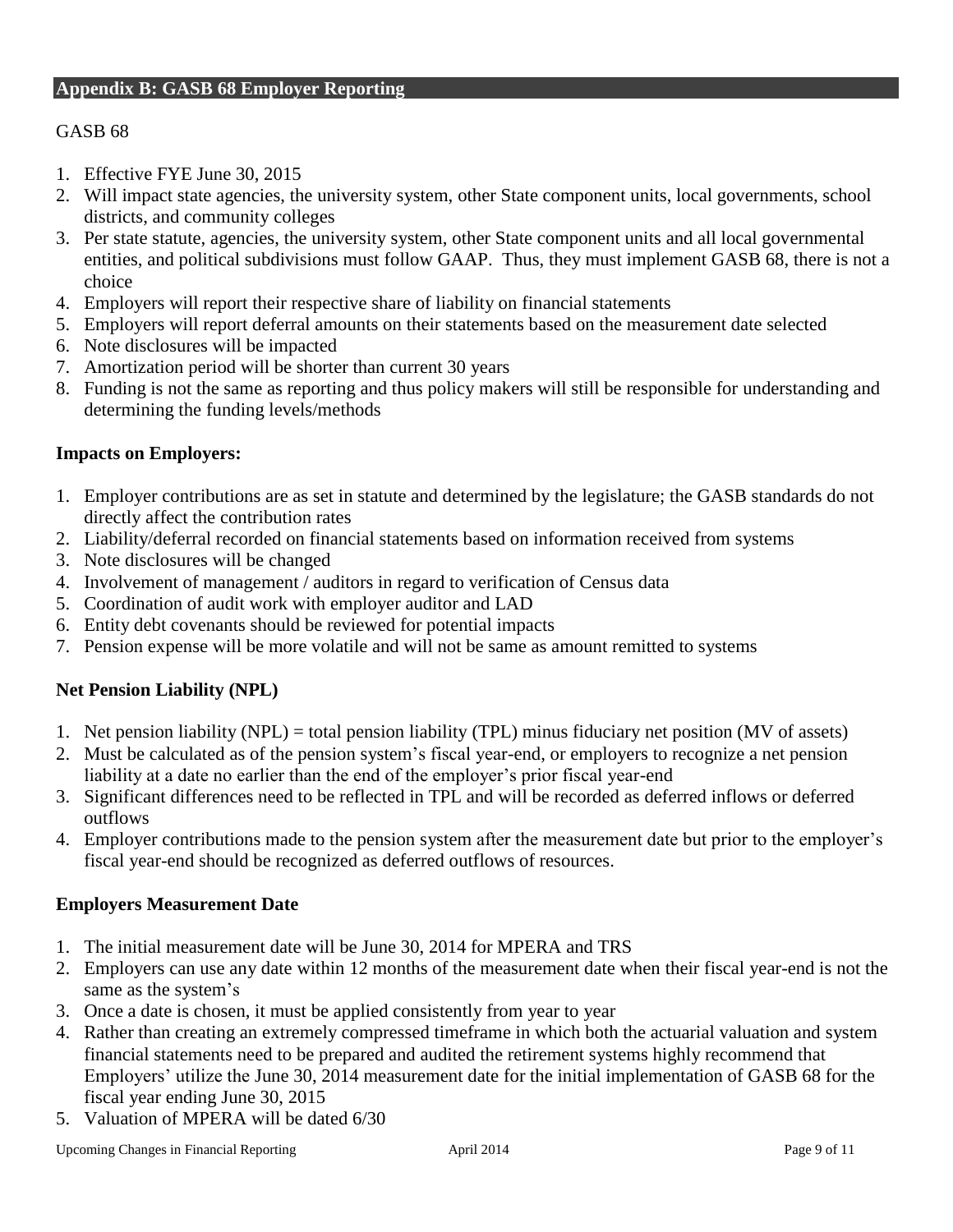## Appendix B: GASB 68 Employer Reporting

GASB 68

1. Effective FYE June 30, 2015
2. Will impact state agencies, the university system, other State component units, local governments, school districts, and community colleges
3. Per state statute, agencies, the university system, other State component units and all local governmental entities, and political subdivisions must follow GAAP. Thus, they must implement GASB 68, there is not a choice
4. Employers will report their respective share of liability on financial statements
5. Employers will report deferral amounts on their statements based on the measurement date selected
6. Note disclosures will be impacted
7. Amortization period will be shorter than current 30 years
8. Funding is not the same as reporting and thus policy makers will still be responsible for understanding and determining the funding levels/methods

### Impacts on Employers:

1. Employer contributions are as set in statute and determined by the legislature; the GASB standards do not directly affect the contribution rates
2. Liability/deferral recorded on financial statements based on information received from systems
3. Note disclosures will be changed
4. Involvement of management / auditors in regard to verification of Census data
5. Coordination of audit work with employer auditor and LAD
6. Entity debt covenants should be reviewed for potential impacts
7. Pension expense will be more volatile and will not be same as amount remitted to systems

### Net Pension Liability (NPL)

1. Net pension liability (NPL) = total pension liability (TPL) minus fiduciary net position (MV of assets)
2. Must be calculated as of the pension system's fiscal year-end, or employers to recognize a net pension liability at a date no earlier than the end of the employer's prior fiscal year-end
3. Significant differences need to be reflected in TPL and will be recorded as deferred inflows or deferred outflows
4. Employer contributions made to the pension system after the measurement date but prior to the employer's fiscal year-end should be recognized as deferred outflows of resources.

### Employers Measurement Date

1. The initial measurement date will be June 30, 2014 for MPERA and TRS
2. Employers can use any date within 12 months of the measurement date when their fiscal year-end is not the same as the system's
3. Once a date is chosen, it must be applied consistently from year to year
4. Rather than creating an extremely compressed timeframe in which both the actuarial valuation and system financial statements need to be prepared and audited the retirement systems highly recommend that Employers' utilize the June 30, 2014 measurement date for the initial implementation of GASB 68 for the fiscal year ending June 30, 2015
5. Valuation of MPERA will be dated 6/30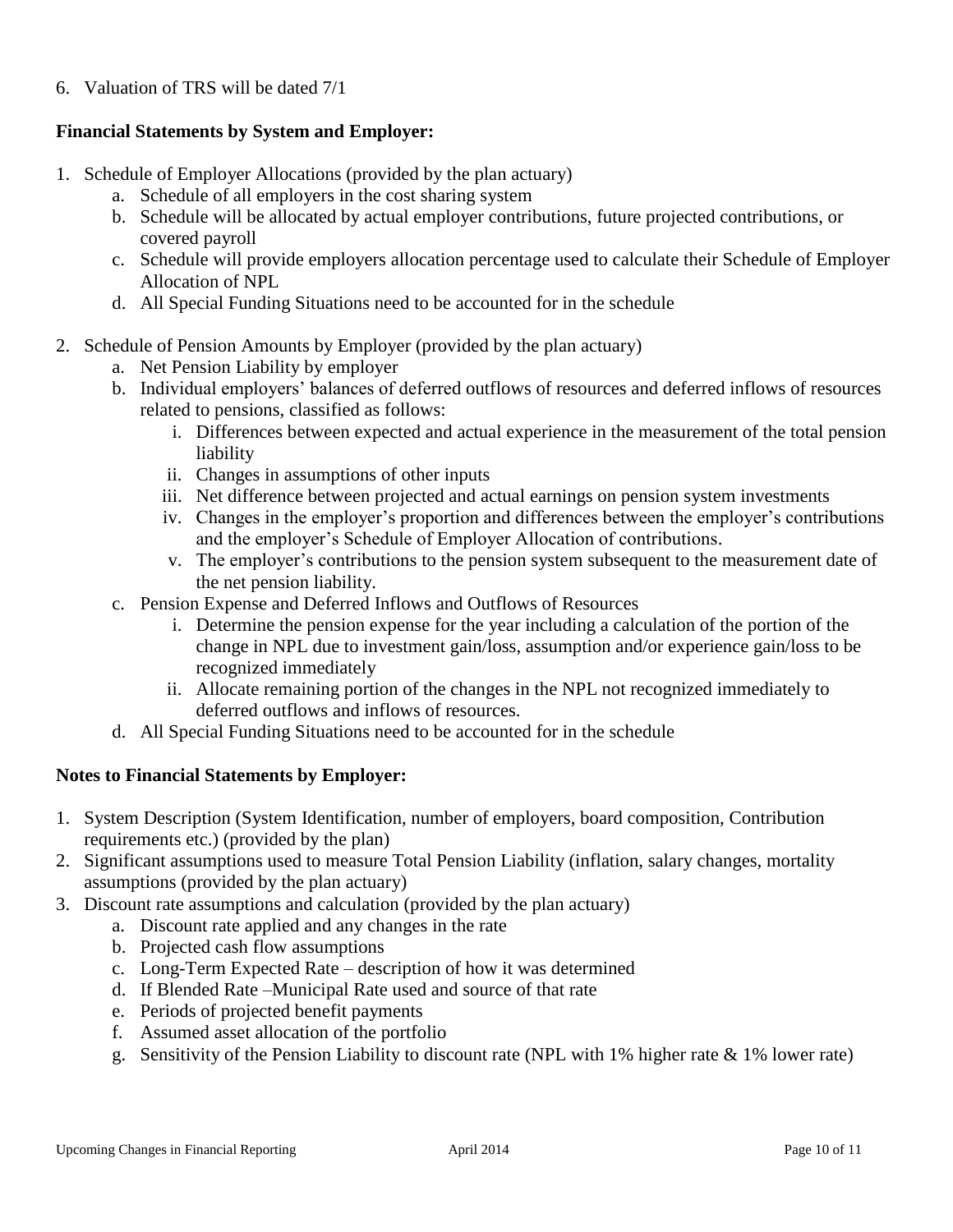6. Valuation of TRS will be dated 7/1

**Financial Statements by System and Employer:**

1. Schedule of Employer Allocations (provided by the plan actuary)
   a. Schedule of all employers in the cost sharing system
   b. Schedule will be allocated by actual employer contributions, future projected contributions, or covered payroll
   c. Schedule will provide employers allocation percentage used to calculate their Schedule of Employer Allocation of NPL
   d. All Special Funding Situations need to be accounted for in the schedule

2. Schedule of Pension Amounts by Employer (provided by the plan actuary)
   a. Net Pension Liability by employer
   b. Individual employers' balances of deferred outflows of resources and deferred inflows of resources related to pensions, classified as follows:
      i. Differences between expected and actual experience in the measurement of the total pension liability
      ii. Changes in assumptions of other inputs
      iii. Net difference between projected and actual earnings on pension system investments
      iv. Changes in the employer's proportion and differences between the employer's contributions and the employer's Schedule of Employer Allocation of contributions.
      v. The employer's contributions to the pension system subsequent to the measurement date of the net pension liability.
   c. Pension Expense and Deferred Inflows and Outflows of Resources
      i. Determine the pension expense for the year including a calculation of the portion of the change in NPL due to investment gain/loss, assumption and/or experience gain/loss to be recognized immediately
      ii. Allocate remaining portion of the changes in the NPL not recognized immediately to deferred outflows and inflows of resources.
   d. All Special Funding Situations need to be accounted for in the schedule

**Notes to Financial Statements by Employer:**

1. System Description (System Identification, number of employers, board composition, Contribution requirements etc.) (provided by the plan)
2. Significant assumptions used to measure Total Pension Liability (inflation, salary changes, mortality assumptions (provided by the plan actuary)
3. Discount rate assumptions and calculation (provided by the plan actuary)
   a. Discount rate applied and any changes in the rate
   b. Projected cash flow assumptions
   c. Long-Term Expected Rate – description of how it was determined
   d. If Blended Rate –Municipal Rate used and source of that rate
   e. Periods of projected benefit payments
   f. Assumed asset allocation of the portfolio
   g. Sensitivity of the Pension Liability to discount rate (NPL with 1% higher rate & 1% lower rate)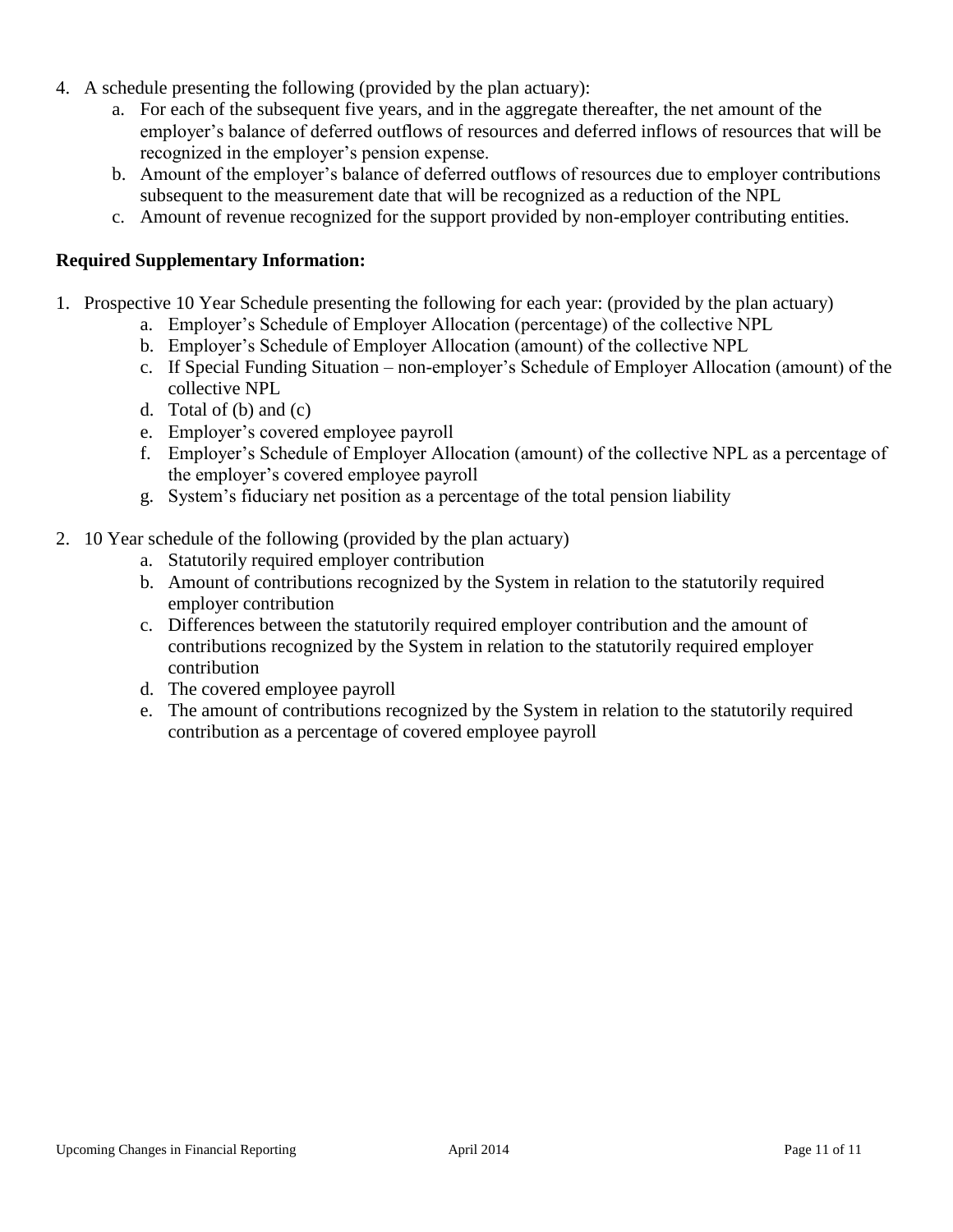4. A schedule presenting the following (provided by the plan actuary):
   a. For each of the subsequent five years, and in the aggregate thereafter, the net amount of the employer's balance of deferred outflows of resources and deferred inflows of resources that will be recognized in the employer's pension expense.
   b. Amount of the employer's balance of deferred outflows of resources due to employer contributions subsequent to the measurement date that will be recognized as a reduction of the NPL
   c. Amount of revenue recognized for the support provided by non-employer contributing entities.

**Required Supplementary Information:**

1. Prospective 10 Year Schedule presenting the following for each year: (provided by the plan actuary)
   a. Employer's Schedule of Employer Allocation (percentage) of the collective NPL
   b. Employer's Schedule of Employer Allocation (amount) of the collective NPL
   c. If Special Funding Situation – non-employer's Schedule of Employer Allocation (amount) of the collective NPL
   d. Total of (b) and (c)
   e. Employer's covered employee payroll
   f. Employer's Schedule of Employer Allocation (amount) of the collective NPL as a percentage of the employer's covered employee payroll
   g. System's fiduciary net position as a percentage of the total pension liability

2. 10 Year schedule of the following (provided by the plan actuary)
   a. Statutorily required employer contribution
   b. Amount of contributions recognized by the System in relation to the statutorily required employer contribution
   c. Differences between the statutorily required employer contribution and the amount of contributions recognized by the System in relation to the statutorily required employer contribution
   d. The covered employee payroll
   e. The amount of contributions recognized by the System in relation to the statutorily required contribution as a percentage of covered employee payroll